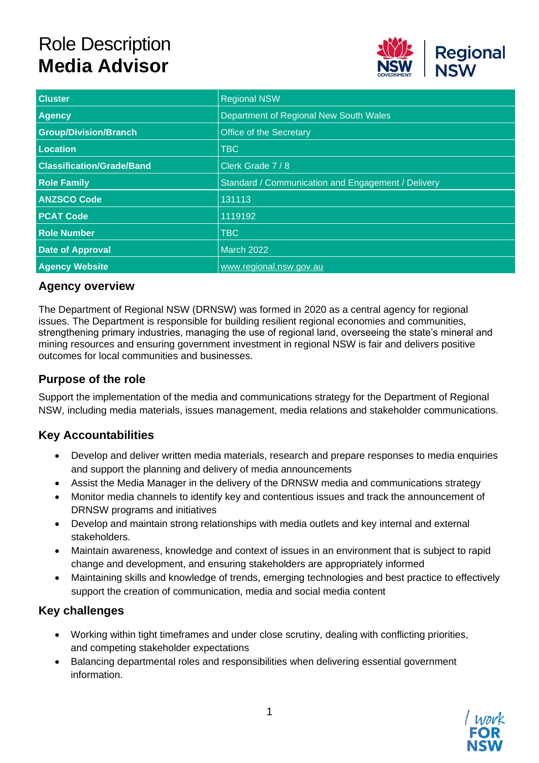# Role Description
# **Media Advisor**

| Cluster | Regional NSW |
|---|---|
| Agency | Department of Regional New South Wales |
| Group/Division/Branch | Office of the Secretary |
| Location | TBC |
| Classification/Grade/Band | Clerk Grade 7 / 8 |
| Role Family | Standard / Communication and Engagement / Delivery |
| ANZSCO Code | 131113 |
| PCAT Code | 1119192 |
| Role Number | TBC |
| Date of Approval | March 2022 |
| Agency Website | www.regional.nsw.gov.au |

## Agency overview

The Department of Regional NSW (DRNSW) was formed in 2020 as a central agency for regional issues. The Department is responsible for building resilient regional economies and communities, strengthening primary industries, managing the use of regional land, overseeing the state's mineral and mining resources and ensuring government investment in regional NSW is fair and delivers positive outcomes for local communities and businesses.

## Purpose of the role

Support the implementation of the media and communications strategy for the Department of Regional NSW, including media materials, issues management, media relations and stakeholder communications.

## Key Accountabilities

- Develop and deliver written media materials, research and prepare responses to media enquiries and support the planning and delivery of media announcements
- Assist the Media Manager in the delivery of the DRNSW media and communications strategy
- Monitor media channels to identify key and contentious issues and track the announcement of DRNSW programs and initiatives
- Develop and maintain strong relationships with media outlets and key internal and external stakeholders.
- Maintain awareness, knowledge and context of issues in an environment that is subject to rapid change and development, and ensuring stakeholders are appropriately informed
- Maintaining skills and knowledge of trends, emerging technologies and best practice to effectively support the creation of communication, media and social media content

## Key challenges

- Working within tight timeframes and under close scrutiny, dealing with conflicting priorities, and competing stakeholder expectations
- Balancing departmental roles and responsibilities when delivering essential government information.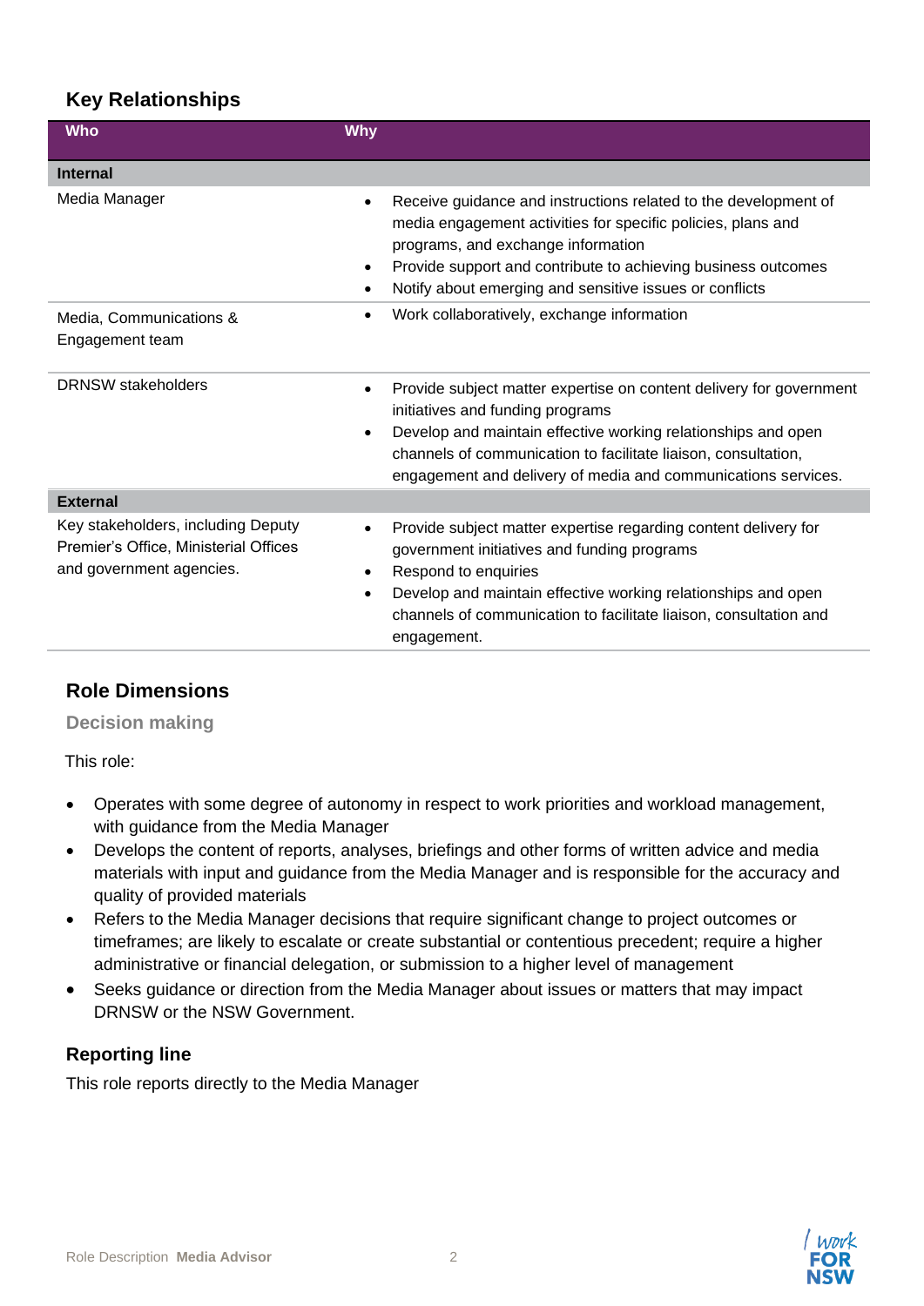## Key Relationships

| Who | Why |
|---|---|
| **Internal** | |
| Media Manager | • Receive guidance and instructions related to the development of media engagement activities for specific policies, plans and programs, and exchange information<br>• Provide support and contribute to achieving business outcomes<br>• Notify about emerging and sensitive issues or conflicts |
| Media, Communications & Engagement team | • Work collaboratively, exchange information |
| DRNSW stakeholders | • Provide subject matter expertise on content delivery for government initiatives and funding programs<br>• Develop and maintain effective working relationships and open channels of communication to facilitate liaison, consultation, engagement and delivery of media and communications services. |
| **External** | |
| Key stakeholders, including Deputy Premier's Office, Ministerial Offices and government agencies. | • Provide subject matter expertise regarding content delivery for government initiatives and funding programs<br>• Respond to enquiries<br>• Develop and maintain effective working relationships and open channels of communication to facilitate liaison, consultation and engagement. |

## Role Dimensions

### Decision making

This role:

- Operates with some degree of autonomy in respect to work priorities and workload management, with guidance from the Media Manager
- Develops the content of reports, analyses, briefings and other forms of written advice and media materials with input and guidance from the Media Manager and is responsible for the accuracy and quality of provided materials
- Refers to the Media Manager decisions that require significant change to project outcomes or timeframes; are likely to escalate or create substantial or contentious precedent; require a higher administrative or financial delegation, or submission to a higher level of management
- Seeks guidance or direction from the Media Manager about issues or matters that may impact DRNSW or the NSW Government.

### Reporting line

This role reports directly to the Media Manager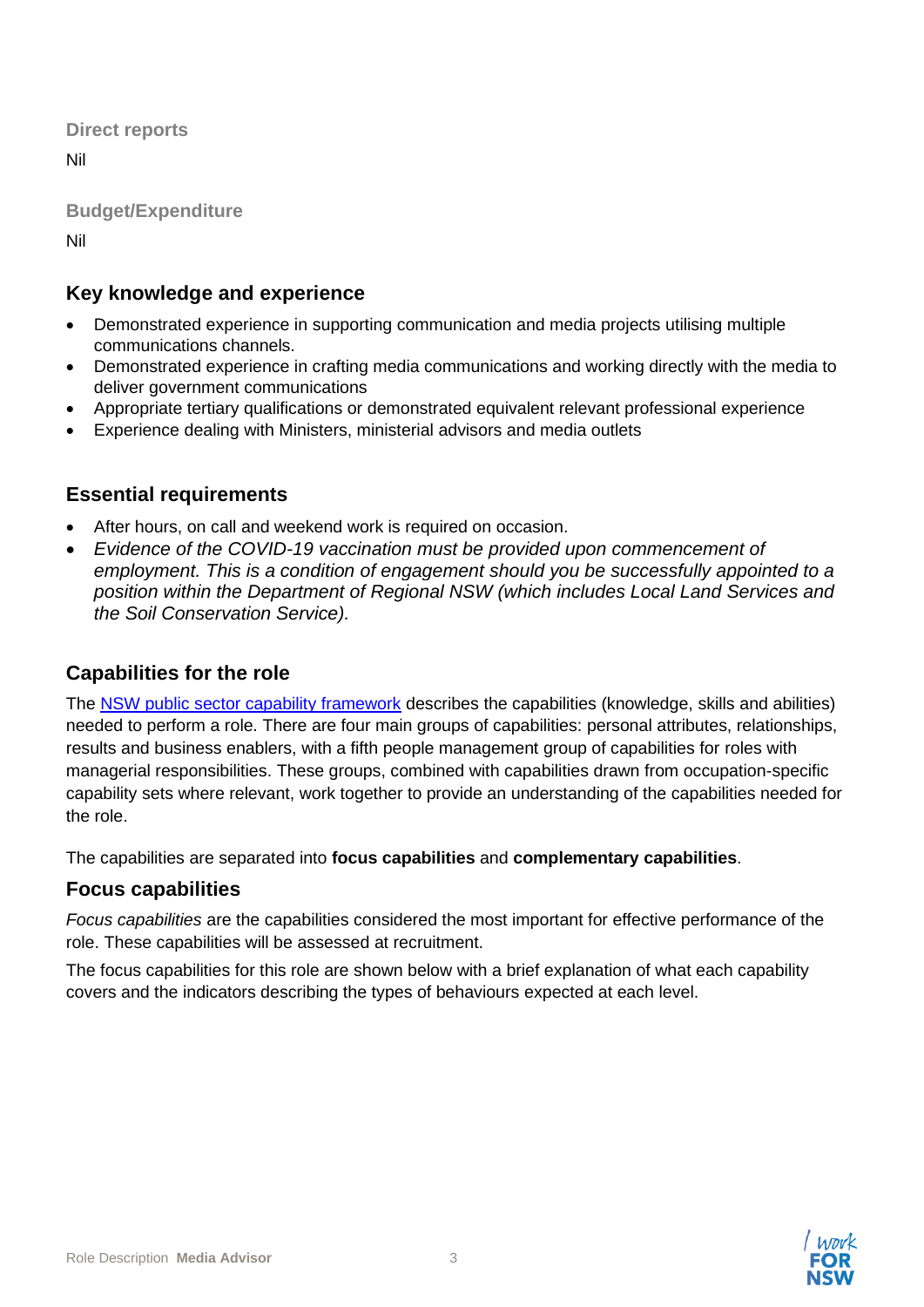### Direct reports

Nil

### Budget/Expenditure

Nil

## Key knowledge and experience

- Demonstrated experience in supporting communication and media projects utilising multiple communications channels.
- Demonstrated experience in crafting media communications and working directly with the media to deliver government communications
- Appropriate tertiary qualifications or demonstrated equivalent relevant professional experience
- Experience dealing with Ministers, ministerial advisors and media outlets

## Essential requirements

- After hours, on call and weekend work is required on occasion.
- *Evidence of the COVID-19 vaccination must be provided upon commencement of employment. This is a condition of engagement should you be successfully appointed to a position within the Department of Regional NSW (which includes Local Land Services and the Soil Conservation Service).*

## Capabilities for the role

The [NSW public sector capability framework](NSW public sector capability framework) describes the capabilities (knowledge, skills and abilities) needed to perform a role. There are four main groups of capabilities: personal attributes, relationships, results and business enablers, with a fifth people management group of capabilities for roles with managerial responsibilities. These groups, combined with capabilities drawn from occupation-specific capability sets where relevant, work together to provide an understanding of the capabilities needed for the role.

The capabilities are separated into **focus capabilities** and **complementary capabilities**.

## Focus capabilities

*Focus capabilities* are the capabilities considered the most important for effective performance of the role. These capabilities will be assessed at recruitment.

The focus capabilities for this role are shown below with a brief explanation of what each capability covers and the indicators describing the types of behaviours expected at each level.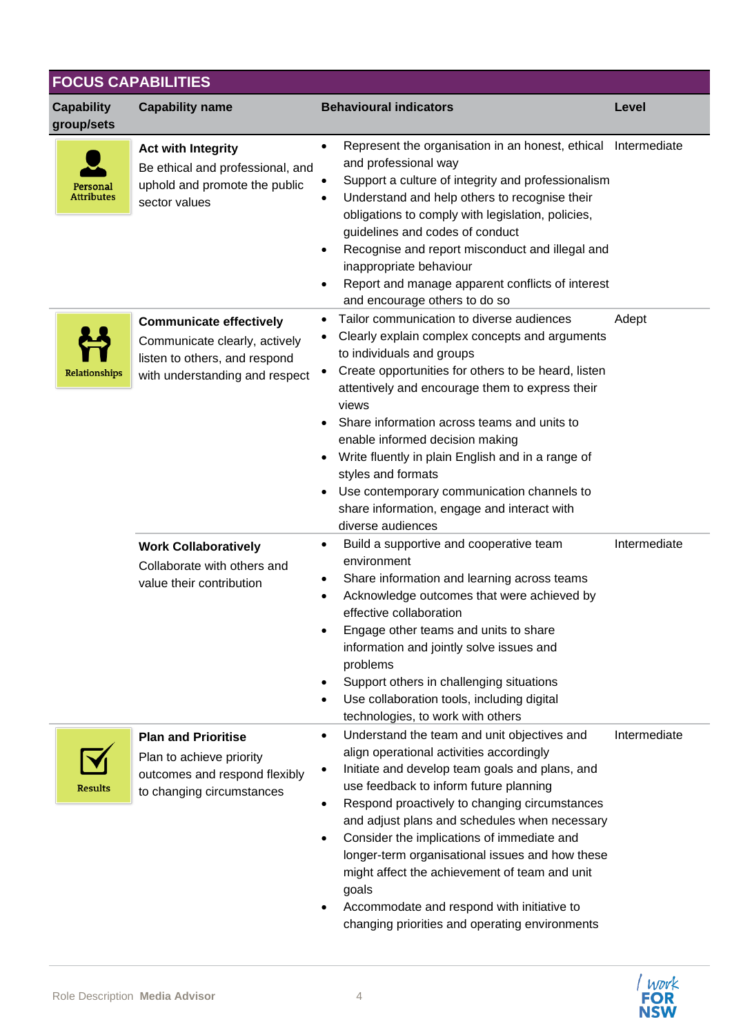## FOCUS CAPABILITIES

| Capability group/sets | Capability name | Behavioural indicators | Level |
|---|---|---|---|
| Personal Attributes | **Act with Integrity** Be ethical and professional, and uphold and promote the public sector values | • Represent the organisation in an honest, ethical and professional way<br>• Support a culture of integrity and professionalism<br>• Understand and help others to recognise their obligations to comply with legislation, policies, guidelines and codes of conduct<br>• Recognise and report misconduct and illegal and inappropriate behaviour<br>• Report and manage apparent conflicts of interest and encourage others to do so | Intermediate |
| Relationships | **Communicate effectively** Communicate clearly, actively listen to others, and respond with understanding and respect | • Tailor communication to diverse audiences<br>• Clearly explain complex concepts and arguments to individuals and groups<br>• Create opportunities for others to be heard, listen attentively and encourage them to express their views<br>• Share information across teams and units to enable informed decision making<br>• Write fluently in plain English and in a range of styles and formats<br>• Use contemporary communication channels to share information, engage and interact with diverse audiences | Adept |
| | **Work Collaboratively** Collaborate with others and value their contribution | • Build a supportive and cooperative team environment<br>• Share information and learning across teams<br>• Acknowledge outcomes that were achieved by effective collaboration<br>• Engage other teams and units to share information and jointly solve issues and problems<br>• Support others in challenging situations<br>• Use collaboration tools, including digital technologies, to work with others | Intermediate |
| Results | **Plan and Prioritise** Plan to achieve priority outcomes and respond flexibly to changing circumstances | • Understand the team and unit objectives and align operational activities accordingly<br>• Initiate and develop team goals and plans, and use feedback to inform future planning<br>• Respond proactively to changing circumstances and adjust plans and schedules when necessary<br>• Consider the implications of immediate and longer-term organisational issues and how these might affect the achievement of team and unit goals<br>• Accommodate and respond with initiative to changing priorities and operating environments | Intermediate |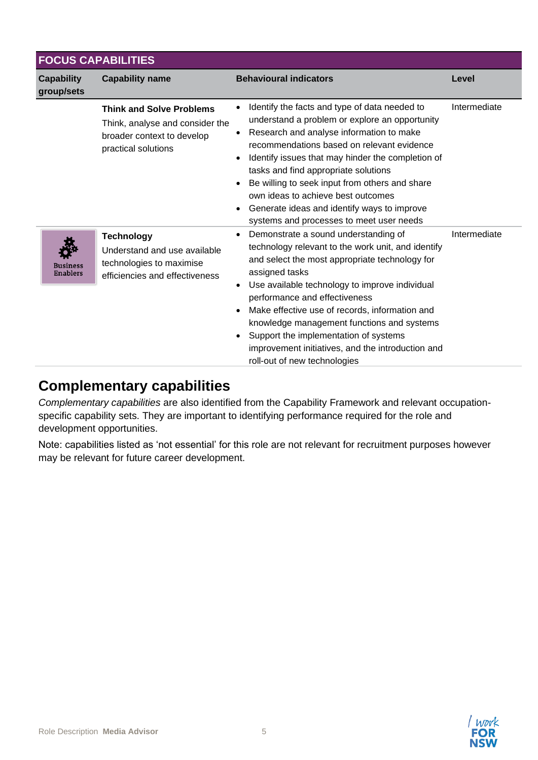| FOCUS CAPABILITIES | | | |
|---|---|---|---|
| **Capability group/sets** | **Capability name** | **Behavioural indicators** | **Level** |
| | **Think and Solve Problems** Think, analyse and consider the broader context to develop practical solutions | • Identify the facts and type of data needed to understand a problem or explore an opportunity • Research and analyse information to make recommendations based on relevant evidence • Identify issues that may hinder the completion of tasks and find appropriate solutions • Be willing to seek input from others and share own ideas to achieve best outcomes • Generate ideas and identify ways to improve systems and processes to meet user needs | Intermediate |
| Business Enablers | **Technology** Understand and use available technologies to maximise efficiencies and effectiveness | • Demonstrate a sound understanding of technology relevant to the work unit, and identify and select the most appropriate technology for assigned tasks • Use available technology to improve individual performance and effectiveness • Make effective use of records, information and knowledge management functions and systems • Support the implementation of systems improvement initiatives, and the introduction and roll-out of new technologies | Intermediate |

## Complementary capabilities

*Complementary capabilities* are also identified from the Capability Framework and relevant occupation-specific capability sets. They are important to identifying performance required for the role and development opportunities.

Note: capabilities listed as 'not essential' for this role are not relevant for recruitment purposes however may be relevant for future career development.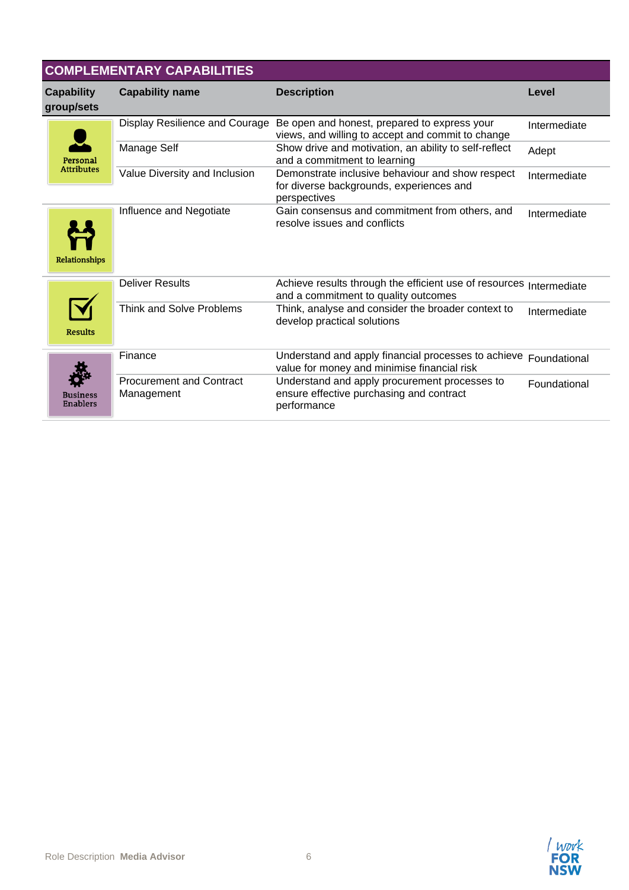## COMPLEMENTARY CAPABILITIES

| Capability group/sets | Capability name | Description | Level |
|---|---|---|---|
| Personal Attributes | Display Resilience and Courage | Be open and honest, prepared to express your views, and willing to accept and commit to change | Intermediate |
| | Manage Self | Show drive and motivation, an ability to self-reflect and a commitment to learning | Adept |
| | Value Diversity and Inclusion | Demonstrate inclusive behaviour and show respect for diverse backgrounds, experiences and perspectives | Intermediate |
| Relationships | Influence and Negotiate | Gain consensus and commitment from others, and resolve issues and conflicts | Intermediate |
| Results | Deliver Results | Achieve results through the efficient use of resources and a commitment to quality outcomes | Intermediate |
| | Think and Solve Problems | Think, analyse and consider the broader context to develop practical solutions | Intermediate |
| Business Enablers | Finance | Understand and apply financial processes to achieve value for money and minimise financial risk | Foundational |
| | Procurement and Contract Management | Understand and apply procurement processes to ensure effective purchasing and contract performance | Foundational |